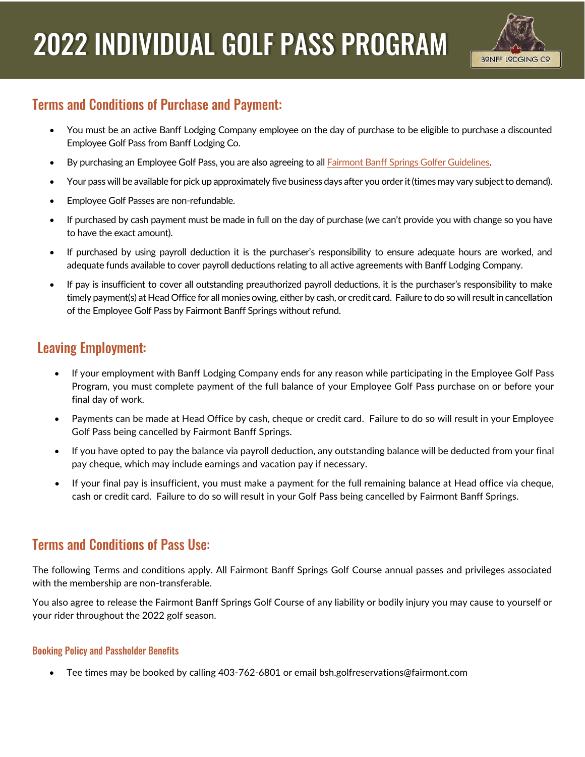# 2022 INDIVIDUAL GOLF PASS PROGRAM

## Terms and Conditions of Purchase and Payment:

- You must be an active Banff Lodging Company employee on the day of purchase to be eligible to purchase a discounted Employee Golf Pass from Banff Lodging Co.
- By purchasing an Employee Golf Pass, you are also agreeing to all Fairmont Banff Springs Golfer Guidelines.
- Your pass will be available for pick up approximately five business days after you order it (times may vary subject to demand).
- Employee Golf Passes are non-refundable.
- If purchased by cash payment must be made in full on the day of purchase (we can't provide you with change so you have to have the exact amount).
- If purchased by using payroll deduction it is the purchaser's responsibility to ensure adequate hours are worked, and adequate funds available to cover payroll deductions relating to all active agreements with Banff Lodging Company.
- If pay is insufficient to cover all outstanding preauthorized payroll deductions, it is the purchaser's responsibility to make timely payment(s) at Head Office for all monies owing, either by cash, or credit card. Failure to do so will result in cancellation of the Employee Golf Pass by Fairmont Banff Springs without refund.

## Leaving Employment:

- If your employment with Banff Lodging Company ends for any reason while participating in the Employee Golf Pass Program, you must complete payment of the full balance of your Employee Golf Pass purchase on or before your final day of work.
- Payments can be made at Head Office by cash, cheque or credit card. Failure to do so will result in your Employee Golf Pass being cancelled by Fairmont Banff Springs.
- If you have opted to pay the balance via payroll deduction, any outstanding balance will be deducted from your final pay cheque, which may include earnings and vacation pay if necessary.
- If your final pay is insufficient, you must make a payment for the full remaining balance at Head office via cheque, cash or credit card. Failure to do so will result in your Golf Pass being cancelled by Fairmont Banff Springs.

## Terms and Conditions of Pass Use:

The following Terms and conditions apply. All Fairmont Banff Springs Golf Course annual passes and privileges associated with the membership are non-transferable.

You also agree to release the Fairmont Banff Springs Golf Course of any liability or bodily injury you may cause to yourself or your rider throughout the 2022 golf season.

### Booking Policy and Passholder Benefits

- Tee times may be booked by calling 403-762-6801 or email bsh.golfreservations@fairmont.com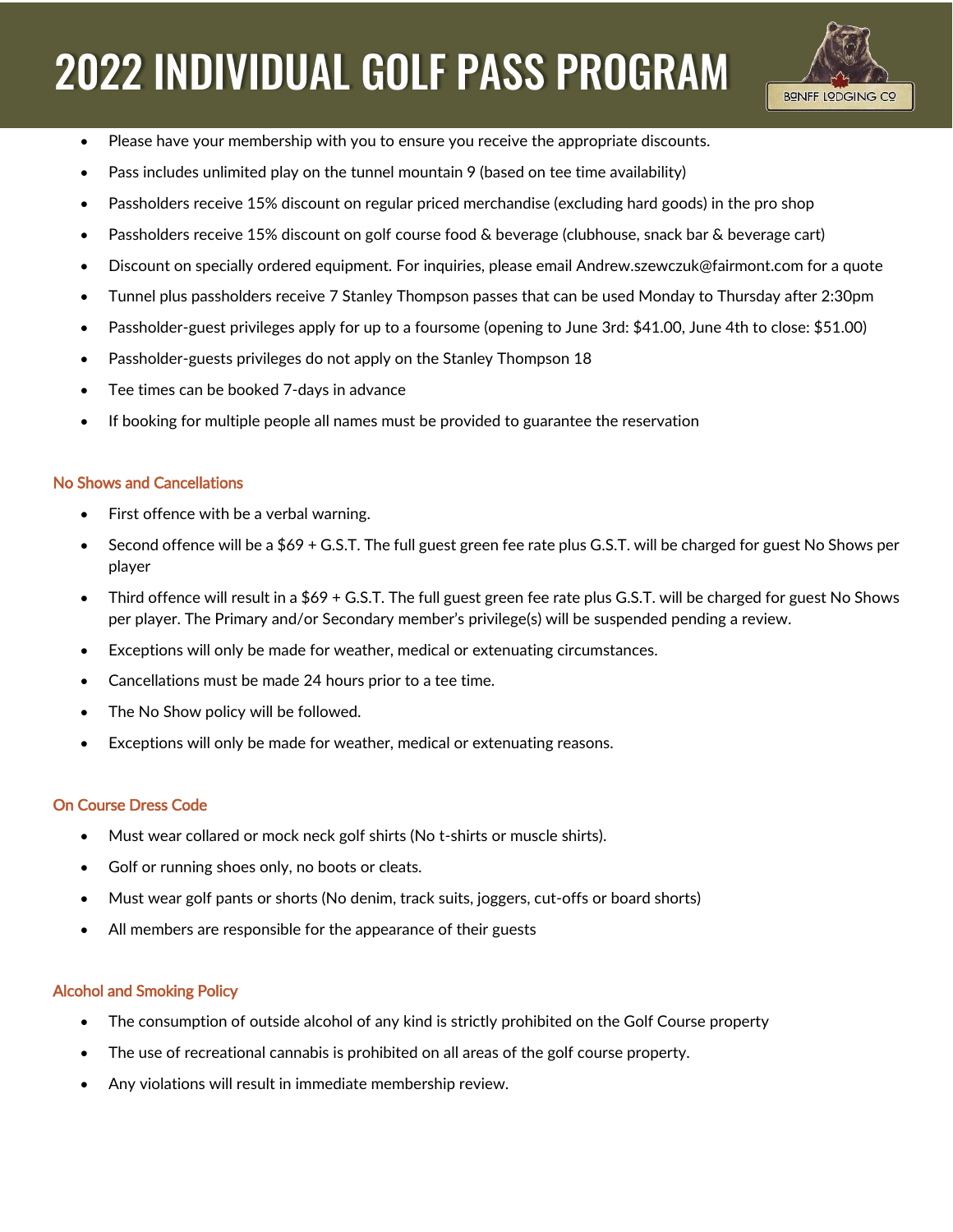# 2022 INDIVIDUAL GOLF PASS PROGRAM

- Please have your membership with you to ensure you receive the appropriate discounts.
- Pass includes unlimited play on the tunnel mountain 9 (based on tee time availability)
- Passholders receive 15% discount on regular priced merchandise (excluding hard goods) in the pro shop
- Passholders receive 15% discount on golf course food & beverage (clubhouse, snack bar & beverage cart)
- Discount on specially ordered equipment. For inquiries, please email Andrew.szewczuk@fairmont.com for a quote
- Tunnel plus passholders receive 7 Stanley Thompson passes that can be used Monday to Thursday after 2:30pm
- Passholder-guest privileges apply for up to a foursome (opening to June 3rd: $41.00, June 4th to close: $51.00)
- Passholder-guests privileges do not apply on the Stanley Thompson 18
- Tee times can be booked 7-days in advance
- If booking for multiple people all names must be provided to guarantee the reservation

### No Shows and Cancellations

- First offence with be a verbal warning.
- Second offence will be a $69 + G.S.T. The full guest green fee rate plus G.S.T. will be charged for guest No Shows per player
- Third offence will result in a $69 + G.S.T. The full guest green fee rate plus G.S.T. will be charged for guest No Shows per player. The Primary and/or Secondary member's privilege(s) will be suspended pending a review.
- Exceptions will only be made for weather, medical or extenuating circumstances.
- Cancellations must be made 24 hours prior to a tee time.
- The No Show policy will be followed.
- Exceptions will only be made for weather, medical or extenuating reasons.

### On Course Dress Code

- Must wear collared or mock neck golf shirts (No t-shirts or muscle shirts).
- Golf or running shoes only, no boots or cleats.
- Must wear golf pants or shorts (No denim, track suits, joggers, cut-offs or board shorts)
- All members are responsible for the appearance of their guests

### Alcohol and Smoking Policy

- The consumption of outside alcohol of any kind is strictly prohibited on the Golf Course property
- The use of recreational cannabis is prohibited on all areas of the golf course property.
- Any violations will result in immediate membership review.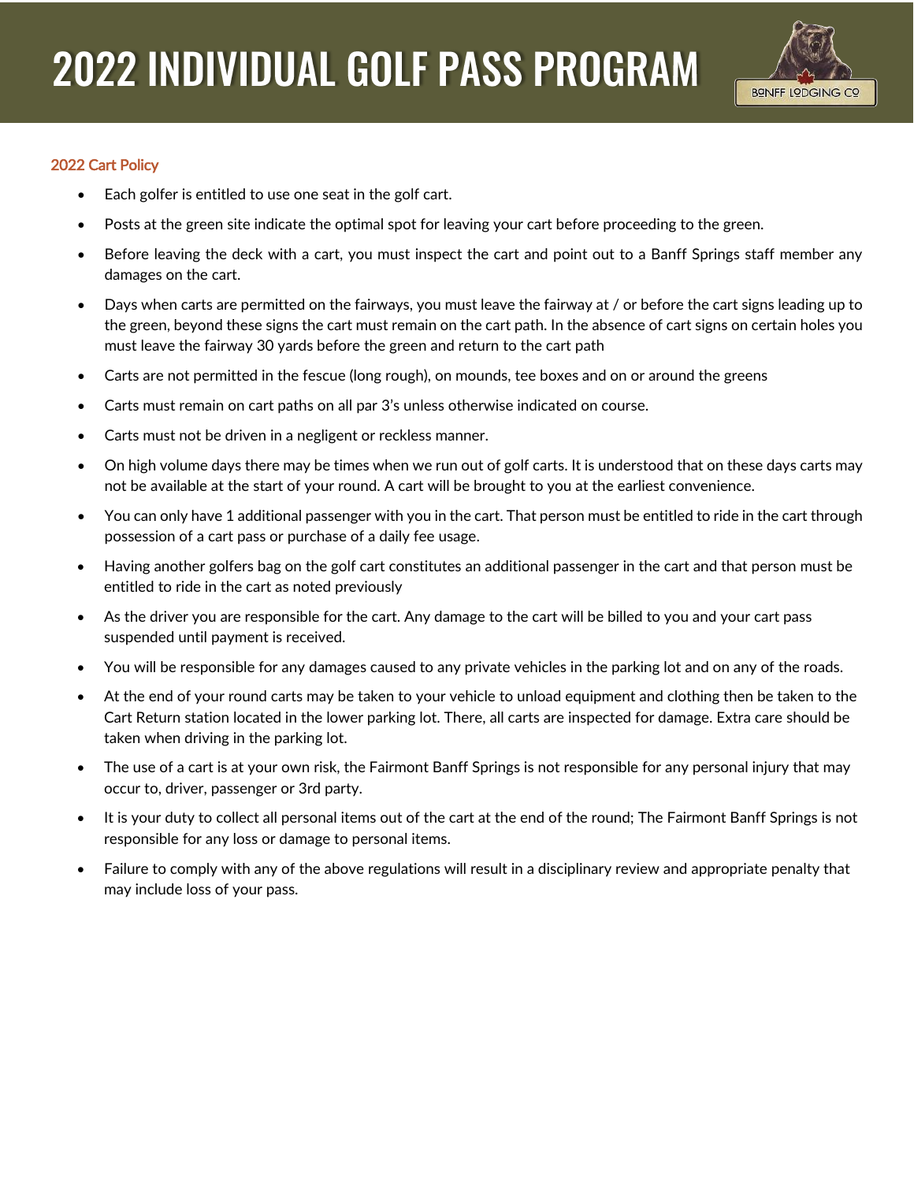# 2022 INDIVIDUAL GOLF PASS PROGRAM

## 2022 Cart Policy

- Each golfer is entitled to use one seat in the golf cart.
- Posts at the green site indicate the optimal spot for leaving your cart before proceeding to the green.
- Before leaving the deck with a cart, you must inspect the cart and point out to a Banff Springs staff member any damages on the cart.
- Days when carts are permitted on the fairways, you must leave the fairway at / or before the cart signs leading up to the green, beyond these signs the cart must remain on the cart path. In the absence of cart signs on certain holes you must leave the fairway 30 yards before the green and return to the cart path
- Carts are not permitted in the fescue (long rough), on mounds, tee boxes and on or around the greens
- Carts must remain on cart paths on all par 3's unless otherwise indicated on course.
- Carts must not be driven in a negligent or reckless manner.
- On high volume days there may be times when we run out of golf carts. It is understood that on these days carts may not be available at the start of your round. A cart will be brought to you at the earliest convenience.
- You can only have 1 additional passenger with you in the cart. That person must be entitled to ride in the cart through possession of a cart pass or purchase of a daily fee usage.
- Having another golfers bag on the golf cart constitutes an additional passenger in the cart and that person must be entitled to ride in the cart as noted previously
- As the driver you are responsible for the cart. Any damage to the cart will be billed to you and your cart pass suspended until payment is received.
- You will be responsible for any damages caused to any private vehicles in the parking lot and on any of the roads.
- At the end of your round carts may be taken to your vehicle to unload equipment and clothing then be taken to the Cart Return station located in the lower parking lot. There, all carts are inspected for damage. Extra care should be taken when driving in the parking lot.
- The use of a cart is at your own risk, the Fairmont Banff Springs is not responsible for any personal injury that may occur to, driver, passenger or 3rd party.
- It is your duty to collect all personal items out of the cart at the end of the round; The Fairmont Banff Springs is not responsible for any loss or damage to personal items.
- Failure to comply with any of the above regulations will result in a disciplinary review and appropriate penalty that may include loss of your pass.